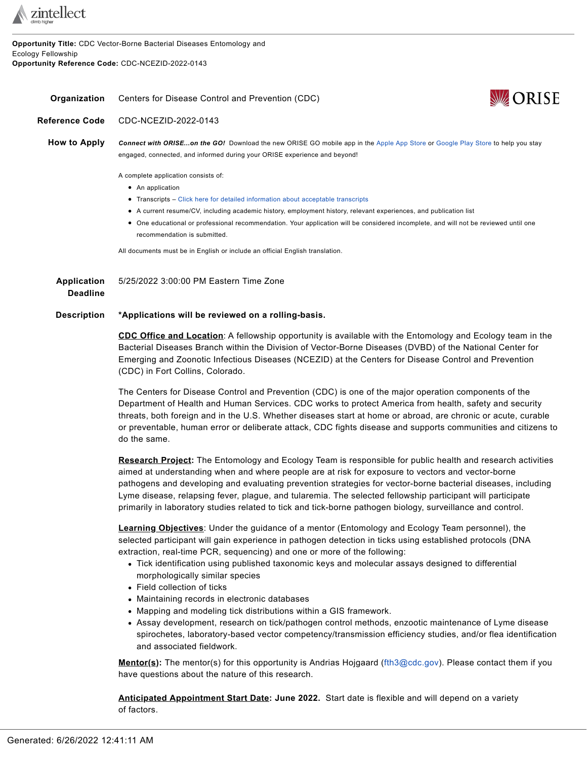**Opportunity Title:** CDC Vector-Borne Bacterial Diseases Entomology and Ecology Fellowship
**Opportunity Reference Code:** CDC-NCEZID-2022-0143

**Organization** Centers for Disease Control and Prevention (CDC)

**Reference Code** CDC-NCEZID-2022-0143

**How to Apply**

***Connect with ORISE...on the GO!*** Download the new ORISE GO mobile app in the Apple App Store or Google Play Store to help you stay engaged, connected, and informed during your ORISE experience and beyond!

A complete application consists of:

- An application
- Transcripts – Click here for detailed information about acceptable transcripts
- A current resume/CV, including academic history, employment history, relevant experiences, and publication list
- One educational or professional recommendation. Your application will be considered incomplete, and will not be reviewed until one recommendation is submitted.

All documents must be in English or include an official English translation.

**Application Deadline** 5/25/2022 3:00:00 PM Eastern Time Zone

**Description**

**\*Applications will be reviewed on a rolling-basis.**

**CDC Office and Location**: A fellowship opportunity is available with the Entomology and Ecology team in the Bacterial Diseases Branch within the Division of Vector-Borne Diseases (DVBD) of the National Center for Emerging and Zoonotic Infectious Diseases (NCEZID) at the Centers for Disease Control and Prevention (CDC) in Fort Collins, Colorado.

The Centers for Disease Control and Prevention (CDC) is one of the major operation components of the Department of Health and Human Services. CDC works to protect America from health, safety and security threats, both foreign and in the U.S. Whether diseases start at home or abroad, are chronic or acute, curable or preventable, human error or deliberate attack, CDC fights disease and supports communities and citizens to do the same.

**Research Project:** The Entomology and Ecology Team is responsible for public health and research activities aimed at understanding when and where people are at risk for exposure to vectors and vector-borne pathogens and developing and evaluating prevention strategies for vector-borne bacterial diseases, including Lyme disease, relapsing fever, plague, and tularemia. The selected fellowship participant will participate primarily in laboratory studies related to tick and tick-borne pathogen biology, surveillance and control.

**Learning Objectives**: Under the guidance of a mentor (Entomology and Ecology Team personnel), the selected participant will gain experience in pathogen detection in ticks using established protocols (DNA extraction, real-time PCR, sequencing) and one or more of the following:

- Tick identification using published taxonomic keys and molecular assays designed to differential morphologically similar species
- Field collection of ticks
- Maintaining records in electronic databases
- Mapping and modeling tick distributions within a GIS framework.
- Assay development, research on tick/pathogen control methods, enzootic maintenance of Lyme disease spirochetes, laboratory-based vector competency/transmission efficiency studies, and/or flea identification and associated fieldwork.

**Mentor(s):** The mentor(s) for this opportunity is Andrias Hojgaard (fth3@cdc.gov). Please contact them if you have questions about the nature of this research.

**Anticipated Appointment Start Date: June 2022.** Start date is flexible and will depend on a variety of factors.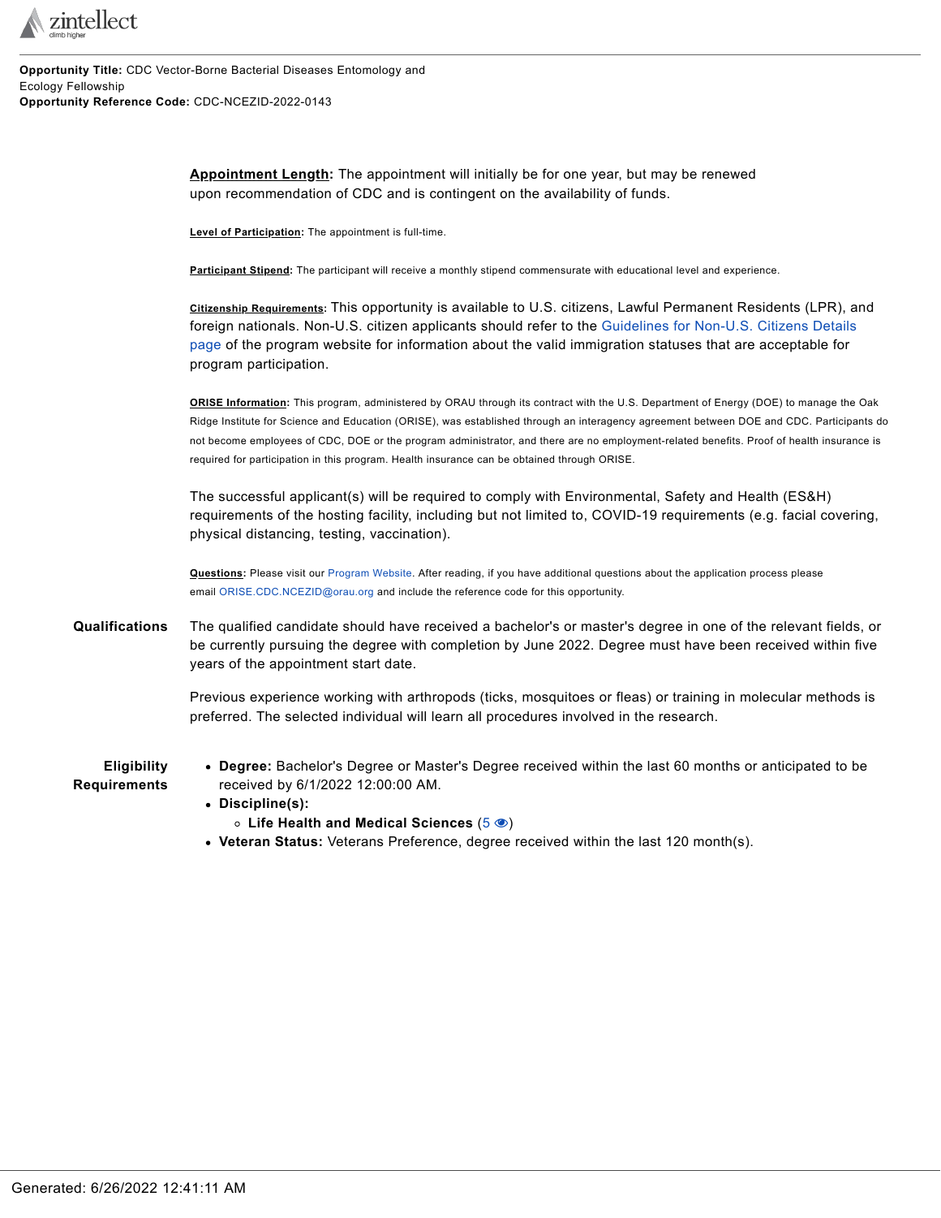**Appointment Length:** The appointment will initially be for one year, but may be renewed upon recommendation of CDC and is contingent on the availability of funds.

**Level of Participation:** The appointment is full-time.

**Participant Stipend:** The participant will receive a monthly stipend commensurate with educational level and experience.

**Citizenship Requirements:** This opportunity is available to U.S. citizens, Lawful Permanent Residents (LPR), and foreign nationals. Non-U.S. citizen applicants should refer to the Guidelines for Non-U.S. Citizens Details page of the program website for information about the valid immigration statuses that are acceptable for program participation.

**ORISE Information:** This program, administered by ORAU through its contract with the U.S. Department of Energy (DOE) to manage the Oak Ridge Institute for Science and Education (ORISE), was established through an interagency agreement between DOE and CDC. Participants do not become employees of CDC, DOE or the program administrator, and there are no employment-related benefits. Proof of health insurance is required for participation in this program. Health insurance can be obtained through ORISE.

The successful applicant(s) will be required to comply with Environmental, Safety and Health (ES&H) requirements of the hosting facility, including but not limited to, COVID-19 requirements (e.g. facial covering, physical distancing, testing, vaccination).

**Questions:** Please visit our Program Website. After reading, if you have additional questions about the application process please email ORISE.CDC.NCEZID@orau.org and include the reference code for this opportunity.

**Qualifications**

The qualified candidate should have received a bachelor's or master's degree in one of the relevant fields, or be currently pursuing the degree with completion by June 2022. Degree must have been received within five years of the appointment start date.

Previous experience working with arthropods (ticks, mosquitoes or fleas) or training in molecular methods is preferred. The selected individual will learn all procedures involved in the research.

**Eligibility Requirements**

- **Degree:** Bachelor's Degree or Master's Degree received within the last 60 months or anticipated to be received by 6/1/2022 12:00:00 AM.
- **Discipline(s):**
  - **Life Health and Medical Sciences** (5)
- **Veteran Status:** Veterans Preference, degree received within the last 120 month(s).